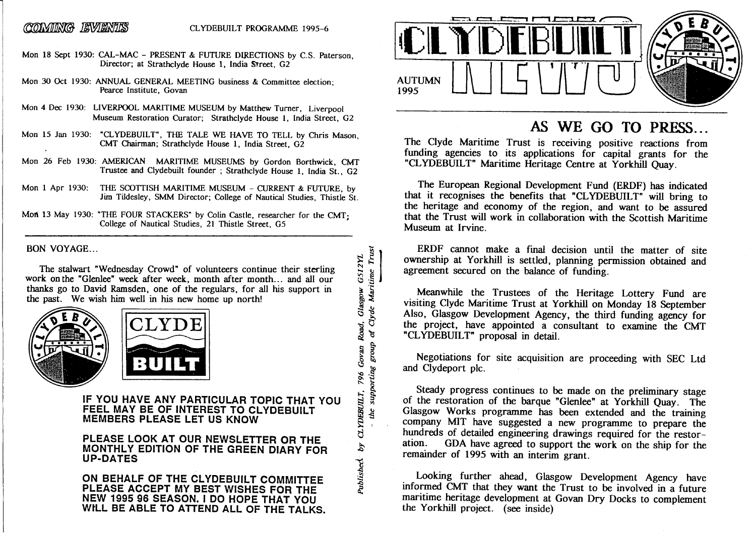## COMING EVENTS

CLYDEBUILT PROGRAMME 1995-6

- Mon 18 Sept 1930: CAL-MAC - PRESENT & FUTURE DIRECTIONS by C.S. Paterson, Director; at Strathclyde House 1, India Street, G2
- Mon 30 Oct 1930: ANNUAL GENERAL MEETING business & Committee election; Pearce Institute, Govan
- Mon 4 Dec 1930: LIVERPOOL MARITIME MUSEUM by Matthew Turner, Liverpool Museum Restoration Curator; Strathclyde House 1, India Street, G2
- Mon 15 Jan 1930: "CLYDEBUILT", THE TALE WE HAVE TO TELL by Chris Mason, CMT Chairman; Strathclyde House 1, India Street, G2
- Mon 26 Feb 1930: AMERICAN MARITIME MUSEUMS by Gordon Borthwick, CMT Trustee and Clydebuilt founder ; Strathclyde House 1, India St., G2
- Mon 1 Apr 1930: THE SCOTTISH MARITIME MUSEUM - CURRENT & FUTURE, by Jim Tildesley, SMM Director; College of Nautical Studies, Thistle St.
- Mon 13 May 1930: "THE FOUR STACKERS" by Colin Castle, researcher for the CMT; College of Nautical Studies, 21 Thistle Street, G5

---

BON VOYAGE...

The stalwart "Wednesday Crowd" of volunteers continue their sterling work on the "Glenlee" week after week, month after month... and all our thanks go to David Ramsden, one of the regulars, for all his support in the past. We wish him well in his new home up north!

CLYDE BUILT

**IF YOU HAVE ANY PARTICULAR TOPIC THAT YOU FEEL MAY BE OF INTEREST TO CLYDEBUILT MEMBERS PLEASE LET US KNOW**

**PLEASE LOOK AT OUR NEWSLETTER OR THE MONTHLY EDITION OF THE GREEN DIARY FOR UP-DATES**

**ON BEHALF OF THE CLYDEBUILT COMMITTEE PLEASE ACCEPT MY BEST WISHES FOR THE NEW 1995 96 SEASON. I DO HOPE THAT YOU WILL BE ABLE TO ATTEND ALL OF THE TALKS.**

*Published by CLYDEBUILT, 796 Govan Road, Glasgow G51 2YL - the supporting group of Clyde Maritime Trust*

# CLYDEBUILT NEWS

AUTUMN 1995

## AS WE GO TO PRESS...

The Clyde Maritime Trust is receiving positive reactions from funding agencies to its applications for capital grants for the "CLYDEBUILT" Maritime Heritage Centre at Yorkhill Quay.

The European Regional Development Fund (ERDF) has indicated that it recognises the benefits that "CLYDEBUILT" will bring to the heritage and economy of the region, and want to be assured that the Trust will work in collaboration with the Scottish Maritime Museum at Irvine.

ERDF cannot make a final decision until the matter of site ownership at Yorkhill is settled, planning permission obtained and agreement secured on the balance of funding.

Meanwhile the Trustees of the Heritage Lottery Fund are visiting Clyde Maritime Trust at Yorkhill on Monday 18 September Also, Glasgow Development Agency, the third funding agency for the project, have appointed a consultant to examine the CMT "CLYDEBUILT" proposal in detail.

Negotiations for site acquisition are proceeding with SEC Ltd and Clydeport plc.

Steady progress continues to be made on the preliminary stage of the restoration of the barque "Glenlee" at Yorkhill Quay. The Glasgow Works programme has been extended and the training company MIT have suggested a new programme to prepare the hundreds of detailed engineering drawings required for the restoration. GDA have agreed to support the work on the ship for the remainder of 1995 with an interim grant.

Looking further ahead, Glasgow Development Agency have informed CMT that they want the Trust to be involved in a future maritime heritage development at Govan Dry Docks to complement the Yorkhill project. (see inside)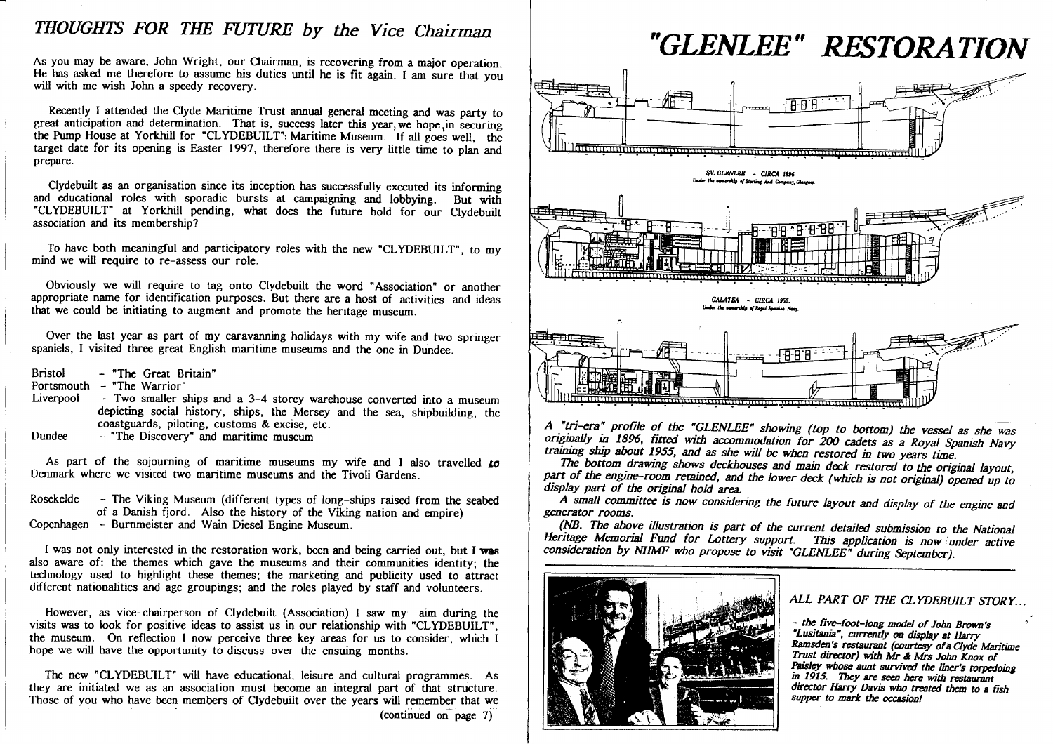## THOUGHTS FOR THE FUTURE by the Vice Chairman

As you may be aware, John Wright, our Chairman, is recovering from a major operation. He has asked me therefore to assume his duties until he is fit again. I am sure that you will with me wish John a speedy recovery.

Recently I attended the Clyde Maritime Trust annual general meeting and was party to great anticipation and determination. That is, success later this year, we hope, in securing the Pump House at Yorkhill for "CLYDEBUILT" Maritime Museum. If all goes well, the target date for its opening is Easter 1997, therefore there is very little time to plan and prepare.

Clydebuilt as an organisation since its inception has successfully executed its informing and educational roles with sporadic bursts at campaigning and lobbying. But with "CLYDEBUILT" at Yorkhill pending, what does the future hold for our Clydebuilt association and its membership?

To have both meaningful and participatory roles with the new "CLYDEBUILT", to my mind we will require to re-assess our role.

Obviously we will require to tag onto Clydebuilt the word "Association" or another appropriate name for identification purposes. But there are a host of activities and ideas that we could be initiating to augment and promote the heritage museum.

Over the last year as part of my caravanning holidays with my wife and two springer spaniels, I visited three great English maritime museums and the one in Dundee.

- Bristol - "The Great Britain"
- Portsmouth - "The Warrior"
- Liverpool - Two smaller ships and a 3-4 storey warehouse converted into a museum depicting social history, ships, the Mersey and the sea, shipbuilding, the coastguards, piloting, customs & excise, etc.
- Dundee - "The Discovery" and maritime museum

As part of the sojourning of maritime museums my wife and I also travelled to Denmark where we visited two maritime museums and the Tivoli Gardens.

- Rosekelde - The Viking Museum (different types of long-ships raised from the seabed of a Danish fjord. Also the history of the Viking nation and empire)
- Copenhagen - Burnmeister and Wain Diesel Engine Museum.

I was not only interested in the restoration work, been and being carried out, but I was also aware of: the themes which gave the museums and their communities identity; the technology used to highlight these themes; the marketing and publicity used to attract different nationalities and age groupings; and the roles played by staff and volunteers.

However, as vice-chairperson of Clydebuilt (Association) I saw my aim during the visits was to look for positive ideas to assist us in our relationship with "CLYDEBUILT", the museum. On reflection I now perceive three key areas for us to consider, which I hope we will have the opportunity to discuss over the ensuing months.

The new "CLYDEBUILT" will have educational, leisure and cultural programmes. As they are initiated we as an association must become an integral part of that structure. Those of you who have been members of Clydebuilt over the years will remember that we

(continued on page 7)

# "GLENLEE" RESTORATION

SV. GLENLEE - CIRCA 1896. Under the ownership of Sterling And Company, Glasgow.

GALATEA - CIRCA 1955. Under the ownership of Royal Spanish Navy.

*A "tri-era" profile of the "GLENLEE" showing (top to bottom) the vessel as she was originally in 1896, fitted with accommodation for 200 cadets as a Royal Spanish Navy training ship about 1955, and as she will be when restored in two years time.*

*The bottom drawing shows deckhouses and main deck restored to the original layout, part of the engine-room retained, and the lower deck (which is not original) opened up to display part of the original hold area.*

*A small committee is now considering the future layout and display of the engine and generator rooms.*

*(NB. The above illustration is part of the current detailed submission to the National Heritage Memorial Fund for Lottery support. This application is now under active consideration by NHMF who propose to visit "GLENLEE" during September).*

### ALL PART OF THE CLYDEBUILT STORY...

*- the five-foot-long model of John Brown's "Lusitania", currently on display at Harry Ramsden's restaurant (courtesy of a Clyde Maritime Trust director) with Mr & Mrs John Knox of Paisley whose aunt survived the liner's torpedoing in 1915. They are seen here with restaurant director Harry Davis who treated them to a fish supper to mark the occasion!*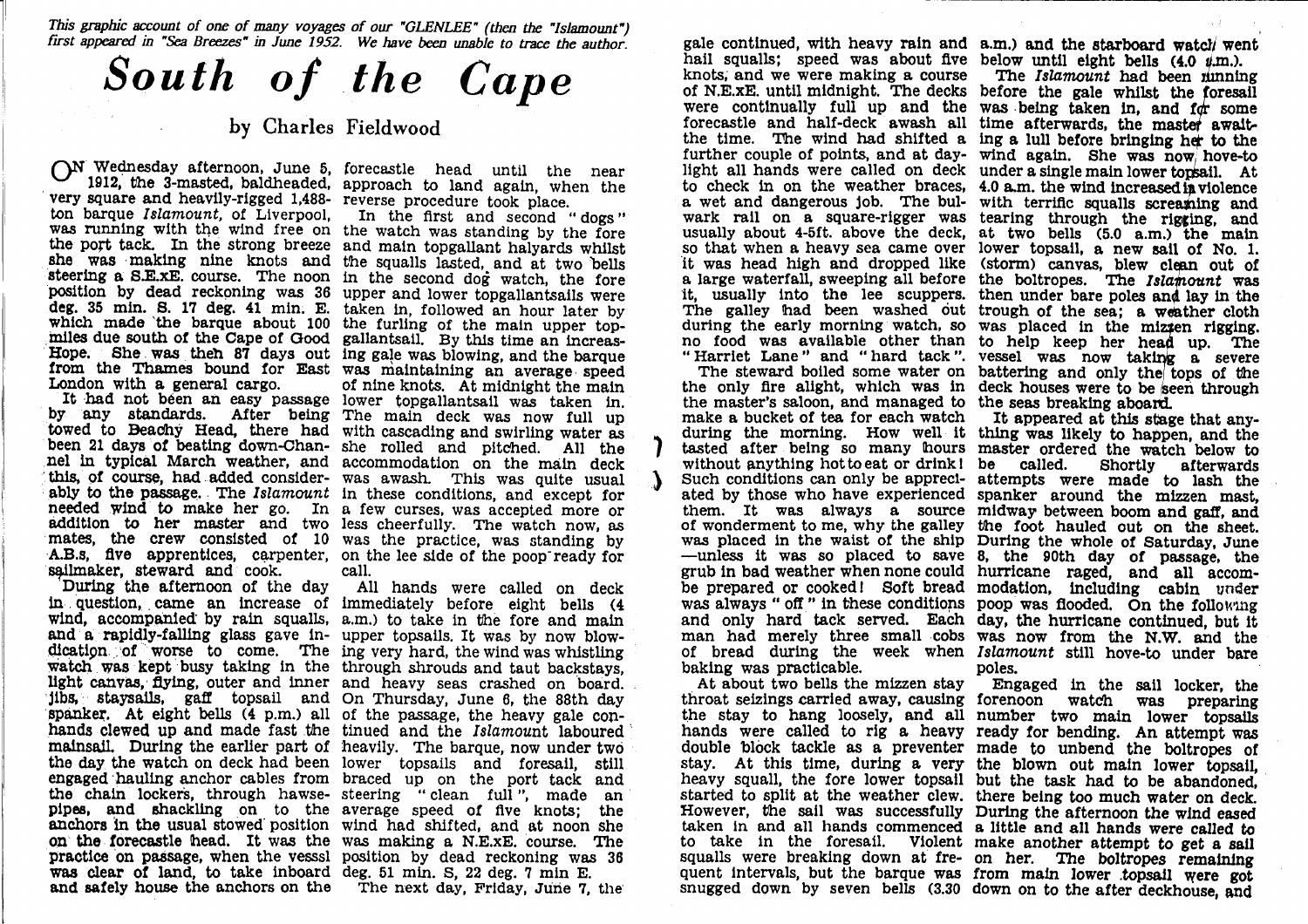*This graphic account of one of many voyages of our "GLENLEE" (then the "Islamount") first appeared in "Sea Breezes" in June 1952. We have been unable to trace the author.*

# *South of the Cape*

### by Charles Fieldwood

On Wednesday afternoon, June 5, 1912, the 3-masted, baldheaded, very square and heavily-rigged 1,488-ton barque *Islamount*, of Liverpool, was running with the wind free on the port tack. In the strong breeze she was making nine knots and steering a S.E.xE. course. The noon position by dead reckoning was 36 deg. 35 min. S. 17 deg. 41 min. E. which made the barque about 100 miles due south of the Cape of Good Hope. She was then 87 days out from the Thames bound for East London with a general cargo.

It had not been an easy passage by any standards. After being towed to Beachy Head, there had been 21 days of beating down-Channel in typical March weather, and this, of course, had added considerably to the passage. The *Islamount* needed wind to make her go. In addition to her master and two mates, the crew consisted of 10 A.B.s, five apprentices, carpenter, sailmaker, steward and cook.

During the afternoon of the day in question, came an increase of wind, accompanied by rain squalls, and a rapidly-falling glass gave indication of worse to come. The watch was kept busy taking in the light canvas, flying, outer and inner jibs, staysails, gaff topsail and spanker. At eight bells (4 p.m.) all hands clewed up and made fast the mainsail. During the earlier part of the day the watch on deck had been engaged hauling anchor cables from the chain lockers, through hawsepipes, and shackling on to the anchors in the usual stowed position on the forecastle head. It was the practice on passage, when the vessel was clear of land, to take inboard and safely house the anchors on the forecastle head until the near approach to land again, when the reverse procedure took place.

In the first and second "dogs" the watch was standing by the fore and main topgallant halyards whilst the squalls lasted, and at two bells in the second dog watch, the fore upper and lower topgallantsails were taken in, followed an hour later by the furling of the main upper topgallantsail. By this time an increasing gale was blowing, and the barque was maintaining an average speed of nine knots. At midnight the main lower topgallantsail was taken in. The main deck was now full up with cascading and swirling water as she rolled and pitched. All the accommodation on the main deck was awash. This was quite usual in these conditions, and except for a few curses, was accepted more or less cheerfully. The watch now, as was the practice, was standing by on the lee side of the poop ready for call.

All hands were called on deck immediately before eight bells (4 a.m.) to take in the fore and main upper topsails. It was by now blowing very hard, the wind was whistling through shrouds and taut backstays, and heavy seas crashed on board. On Thursday, June 6, the 88th day of the passage, the heavy gale continued and the *Islamount* laboured heavily. The barque, now under two lower topsails and foresail, still braced up on the port tack and steering "clean full", made an average speed of five knots; the wind had shifted, and at noon she was making a N.E.xE. course. The position by dead reckoning was 36 deg. 51 min. S, 22 deg. 7 min E.

The next day, Friday, June 7, the gale continued, with heavy rain and hail squalls; speed was about five knots, and we were making a course of N.E.xE. until midnight. The decks were continually full up and the forecastle and half-deck awash all the time. The wind had shifted a further couple of points, and at daylight all hands were called on deck to check in on the weather braces, a wet and dangerous job. The bulwark rail on a square-rigger was usually about 4-5ft. above the deck, so that when a heavy sea came over it was head high and dropped like a large waterfall, sweeping all before it, usually into the lee scuppers. The galley had been washed out during the early morning watch, so no food was available other than "Harriet Lane" and "hard tack".

The steward boiled some water on the only fire alight, which was in the master's saloon, and managed to make a bucket of tea for each watch during the morning. How well it tasted after being so many hours without anything hot to eat or drink! Such conditions can only be appreciated by those who have experienced them. It was always a source of wonderment to me, why the galley was placed in the waist of the ship —unless it was so placed to save grub in bad weather when none could be prepared or cooked! Soft bread was always "off" in these conditions and only hard tack served. Each man had merely three small cobs of bread during the week when baking was practicable.

At about two bells the mizzen stay throat seizings carried away, causing the stay to hang loosely, and all hands were called to rig a heavy double block tackle as a preventer stay. At this time, during a very heavy squall, the fore lower topsail started to split at the weather clew. However, the sail was successfully taken in and all hands commenced to take in the foresail. Violent squalls were breaking down at frequent intervals, but the barque was snugged down by seven bells (3.30 a.m.) and the starboard watch went below until eight bells (4.0 p.m.).

The *Islamount* had been running before the gale whilst the foresail was being taken in, and for some time afterwards, the master awaiting a lull before bringing her to the wind again. She was now hove-to under a single main lower topsail. At 4.0 a.m. the wind increased in violence with terrific squalls screaming and tearing through the rigging, and at two bells (5.0 a.m.) the main lower topsail, a new sail of No. 1. (storm) canvas, blew clean out of the boltropes. The *Islamount* was then under bare poles and lay in the trough of the sea; a weather cloth was placed in the mizzen rigging. to help keep her head up. The vessel was now taking a severe battering and only the tops of the deck houses were to be seen through the seas breaking aboard.

It appeared at this stage that anything was likely to happen, and the master ordered the watch below to be called. Shortly afterwards attempts were made to lash the spanker around the mizzen mast, midway between boom and gaff, and the foot hauled out on the sheet. During the whole of Saturday, June 8, the 90th day of passage, the hurricane raged, and all accommodation, including cabin under poop was flooded. On the following day, the hurricane continued, but it was now from the N.W. and the *Islamount* still hove-to under bare poles.

Engaged in the sail locker, the forenoon watch was preparing number two main lower topsails ready for bending. An attempt was made to unbend the boltropes of the blown out main lower topsail, but the task had to be abandoned, there being too much water on deck. During the afternoon the wind eased a little and all hands were called to make another attempt to get a sail on her. The boltropes remaining from main lower topsail were got down on to the after deckhouse, and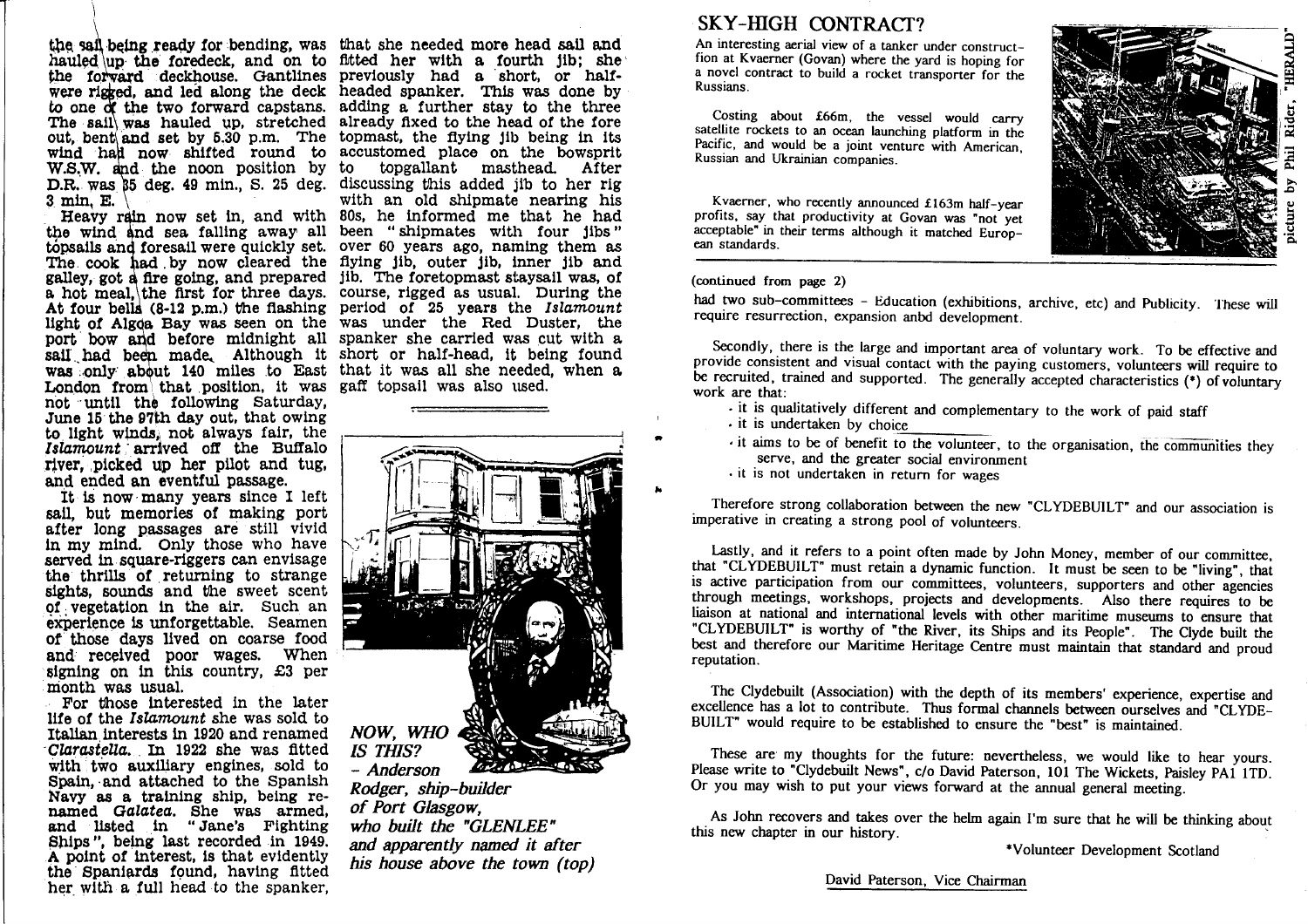the sail being ready for bending, was hauled up the foredeck, and on to the forward deckhouse. Gantlines were rigged, and led along the deck to one of the two forward capstans. The sail was hauled up, stretched out, bent and set by 5.30 p.m. The wind had now shifted round to W.S.W. and the noon position by D.R. was 35 deg. 49 min., S. 25 deg. 3 min, E.

Heavy rain now set in, and with the wind and sea falling away all topsails and foresail were quickly set. The cook had by now cleared the galley, got a fire going, and prepared a hot meal, the first for three days. At four bells (8-12 p.m.) the flashing light of Algoa Bay was seen on the port bow and before midnight all sail had been made. Although it was only about 140 miles to East London from that position, it was not until the following Saturday, June 15 the 97th day out, that owing to light winds, not always fair, the *Islamount* arrived off the Buffalo river, picked up her pilot and tug, and ended an eventful passage.

It is now many years since I left sail, but memories of making port after long passages are still vivid in my mind. Only those who have served in square-riggers can envisage the thrills of returning to strange sights, sounds and the sweet scent of vegetation in the air. Such an experience is unforgettable. Seamen of those days lived on coarse food and received poor wages. When signing on in this country, £3 per month was usual.

For those interested in the later life of the *Islamount* she was sold to Italian interests in 1920 and renamed *Clarastella*. In 1922 she was fitted with two auxiliary engines, sold to Spain, and attached to the Spanish Navy as a training ship, being renamed *Galatea*. She was armed, and listed in "Jane's Fighting Ships", being last recorded in 1949. A point of interest, is that evidently the Spaniards found, having fitted her with a full head to the spanker, that she needed more head sail and fitted her with a fourth jib; she previously had a short, or half-headed spanker. This was done by adding a further stay to the three already fixed to the head of the fore topmast, the flying jib being in its accustomed place on the bowsprit to topgallant masthead. After discussing this added jib to her rig with an old shipmate nearing his 80s, he informed me that he had been "shipmates with four jibs" over 60 years ago, naming them as flying jib, outer jib, inner jib and jib. The foretopmast staysail was, of course, rigged as usual. During the period of 25 years the *Islamount* was under the Red Duster, the spanker she carried was cut with a short or half-head, it being found that it was all she needed, when a gaff topsail was also used.

*NOW, WHO IS THIS? - Anderson Rodger, ship-builder of Port Glasgow, who built the "GLENLEE" and apparently named it after his house above the town (top)*

## SKY-HIGH CONTRACT?

An interesting aerial view of a tanker under construction at Kvaerner (Govan) where the yard is hoping for a novel contract to build a rocket transporter for the Russians.

Costing about £66m, the vessel would carry satellite rockets to an ocean launching platform in the Pacific, and would be a joint venture with American, Russian and Ukrainian companies.

Kvaerner, who recently announced £163m half-year profits, say that productivity at Govan was "not yet acceptable" in their terms although it matched European standards.

picture by Phil Rider, "HERALD"

(continued from page 2)

had two sub-committees - Education (exhibitions, archive, etc) and Publicity. These will require resurrection, expansion anbd development.

Secondly, there is the large and important area of voluntary work. To be effective and provide consistent and visual contact with the paying customers, volunteers will require to be recruited, trained and supported. The generally accepted characteristics (*) of voluntary work are that:

- it is qualitatively different and complementary to the work of paid staff
- it is undertaken by choice
- it aims to be of benefit to the volunteer, to the organisation, the communities they serve, and the greater social environment
- it is not undertaken in return for wages

Therefore strong collaboration between the new "CLYDEBUILT" and our association is imperative in creating a strong pool of volunteers.

Lastly, and it refers to a point often made by John Money, member of our committee, that "CLYDEBUILT" must retain a dynamic function. It must be seen to be "living", that is active participation from our committees, volunteers, supporters and other agencies through meetings, workshops, projects and developments. Also there requires to be liaison at national and international levels with other maritime museums to ensure that "CLYDEBUILT" is worthy of "the River, its Ships and its People". The Clyde built the best and therefore our Maritime Heritage Centre must maintain that standard and proud reputation.

The Clydebuilt (Association) with the depth of its members' experience, expertise and excellence has a lot to contribute. Thus formal channels between ourselves and "CLYDEBUILT" would require to be established to ensure the "best" is maintained.

These are my thoughts for the future: nevertheless, we would like to hear yours. Please write to "Clydebuilt News", c/o David Paterson, 101 The Wickets, Paisley PA1 1TD. Or you may wish to put your views forward at the annual general meeting.

As John recovers and takes over the helm again I'm sure that he will be thinking about this new chapter in our history.

*Volunteer Development Scotland

David Paterson, Vice Chairman